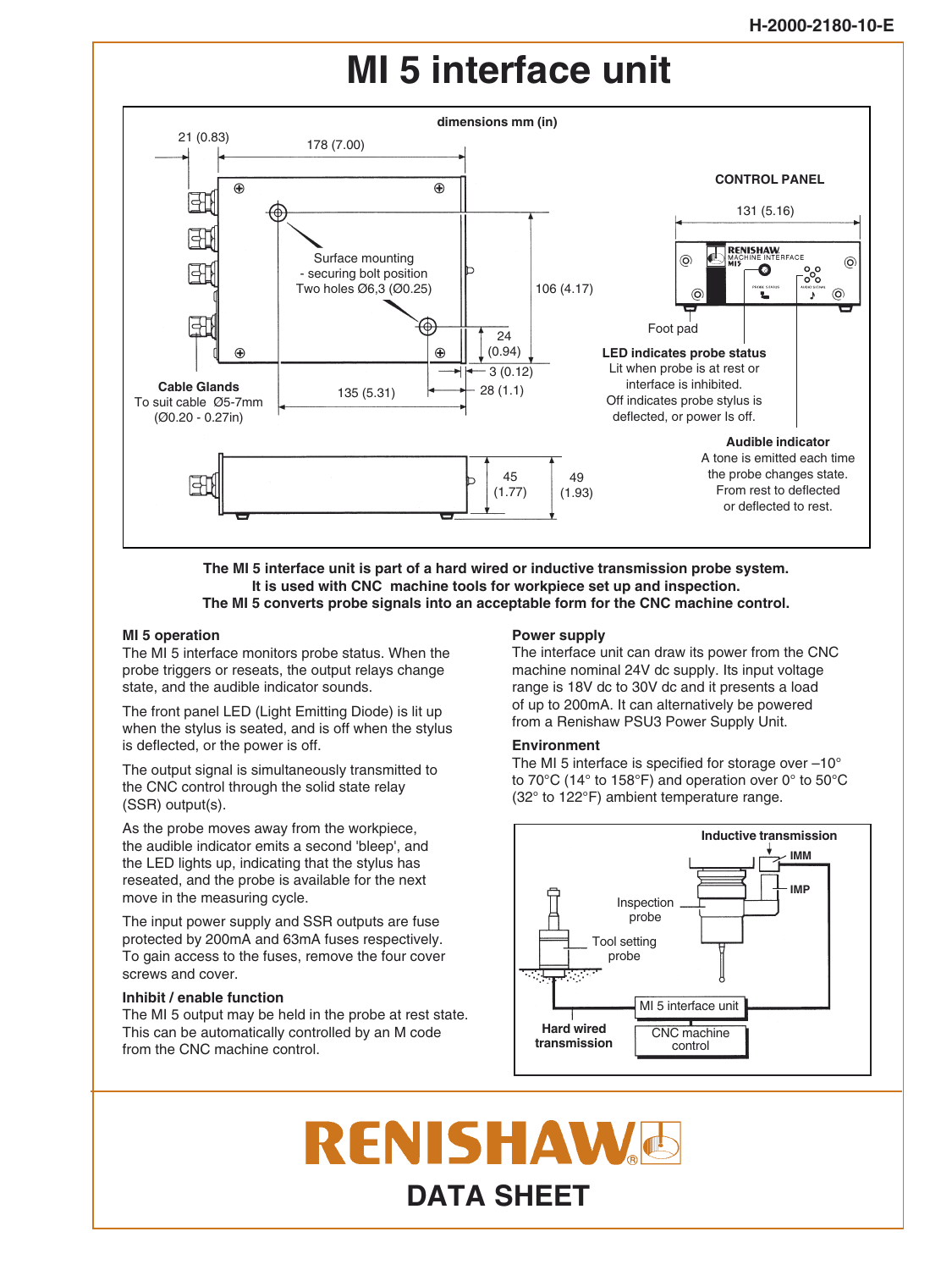# MI 5 interface unit

**dimensions mm (in)**

21 (0.83) — 178 (7.00) — 106 (4.17) — 24 (0.94) — 3 (0.12) — 28 (1.1) — 135 (5.31) — 45 (1.77) — 49 (1.93)

Surface mounting
- securing bolt position
Two holes Ø6,3 (Ø0.25)

**Cable Glands**
To suit cable Ø5-7mm
(Ø0.20 - 0.27in)

**CONTROL PANEL**

131 (5.16)

Foot pad

**LED indicates probe status**
Lit when probe is at rest or interface is inhibited.
Off indicates probe stylus is deflected, or power Is off.

**Audible indicator**
A tone is emitted each time the probe changes state. From rest to deflected or deflected to rest.

**The MI 5 interface unit is part of a hard wired or inductive transmission probe system.
It is used with CNC machine tools for workpiece set up and inspection.
The MI 5 converts probe signals into an acceptable form for the CNC machine control.**

## MI 5 operation

The MI 5 interface monitors probe status. When the probe triggers or reseats, the output relays change state, and the audible indicator sounds.

The front panel LED (Light Emitting Diode) is lit up when the stylus is seated, and is off when the stylus is deflected, or the power is off.

The output signal is simultaneously transmitted to the CNC control through the solid state relay (SSR) output(s).

As the probe moves away from the workpiece, the audible indicator emits a second 'bleep', and the LED lights up, indicating that the stylus has reseated, and the probe is available for the next move in the measuring cycle.

The input power supply and SSR outputs are fuse protected by 200mA and 63mA fuses respectively. To gain access to the fuses, remove the four cover screws and cover.

## Inhibit / enable function

The MI 5 output may be held in the probe at rest state. This can be automatically controlled by an M code from the CNC machine control.

## Power supply

The interface unit can draw its power from the CNC machine nominal 24V dc supply. Its input voltage range is 18V dc to 30V dc and it presents a load of up to 200mA. It can alternatively be powered from a Renishaw PSU3 Power Supply Unit.

## Environment

The MI 5 interface is specified for storage over –10° to 70°C (14° to 158°F) and operation over 0° to 50°C (32° to 122°F) ambient temperature range.

**Inductive transmission** — IMM — IMP — Inspection probe — Tool setting probe — MI 5 interface unit — CNC machine control — **Hard wired transmission**

**RENISHAW**

**DATA SHEET**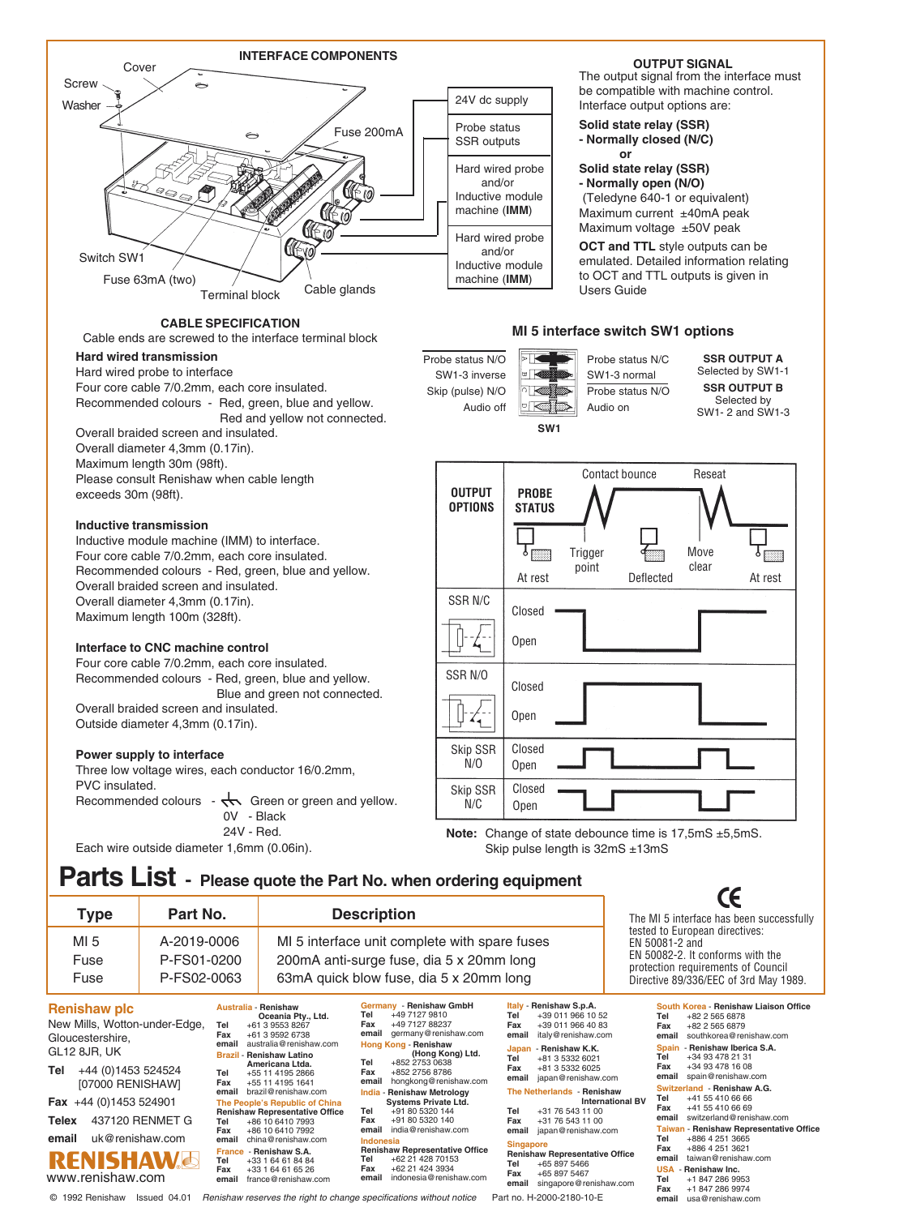## INTERFACE COMPONENTS

Cover
Screw
Washer
Fuse 200mA
Switch SW1
Fuse 63mA (two)
Terminal block
Cable glands

24V dc supply
Probe status SSR outputs
Hard wired probe and/or Inductive module machine (**IMM**)
Hard wired probe and/or Inductive module machine (**IMM**)

## OUTPUT SIGNAL

The output signal from the interface must be compatible with machine control. Interface output options are:

**Solid state relay (SSR) - Normally closed (N/C)**
or
**Solid state relay (SSR) - Normally open (N/O)**
(Teledyne 640-1 or equivalent)
Maximum current ±40mA peak
Maximum voltage ±50V peak

**OCT and TTL** style outputs can be emulated. Detailed information relating to OCT and TTL outputs is given in Users Guide

## CABLE SPECIFICATION

Cable ends are screwed to the interface terminal block

**Hard wired transmission**
Hard wired probe to interface
Four core cable 7/0.2mm, each core insulated.
Recommended colours - Red, green, blue and yellow.
Red and yellow not connected.
Overall braided screen and insulated.
Overall diameter 4,3mm (0.17in).
Maximum length 30m (98ft).
Please consult Renishaw when cable length exceeds 30m (98ft).

**Inductive transmission**
Inductive module machine (IMM) to interface.
Four core cable 7/0.2mm, each core insulated.
Recommended colours - Red, green, blue and yellow.
Overall braided screen and insulated.
Overall diameter 4,3mm (0.17in).
Maximum length 100m (328ft).

**Interface to CNC machine control**
Four core cable 7/0.2mm, each core insulated.
Recommended colours - Red, green, blue and yellow.
Blue and green not connected.
Overall braided screen and insulated.
Outside diameter 4,3mm (0.17in).

**Power supply to interface**
Three low voltage wires, each conductor 16/0.2mm, PVC insulated.
Recommended colours - ⏚ Green or green and yellow.
0V - Black
24V - Red.
Each wire outside diameter 1,6mm (0.06in).

## MI 5 interface switch SW1 options

Probe status N/O — Probe status N/C
SW1-3 inverse — SW1-3 normal
Skip (pulse) N/O — Probe status N/O
Audio off — Audio on

SW1

**SSR OUTPUT A**
Selected by SW1-1

**SSR OUTPUT B**
Selected by SW1- 2 and SW1-3

OUTPUT OPTIONS
PROBE STATUS
Contact bounce
Reseat
At rest
Trigger point
Deflected
Move clear
At rest

SSR N/C — Closed / Open
SSR N/O — Closed / Open
Skip SSR N/O — Closed / Open
Skip SSR N/C — Closed / Open

**Note:** Change of state debounce time is 17,5mS ±5,5mS.
Skip pulse length is 32mS ±13mS

# Parts List - Please quote the Part No. when ordering equipment

| Type | Part No. | Description |
|---|---|---|
| MI 5 | A-2019-0006 | MI 5 interface unit complete with spare fuses |
| Fuse | P-FS01-0200 | 200mA anti-surge fuse, dia 5 x 20mm long |
| Fuse | P-FS02-0063 | 63mA quick blow fuse, dia 5 x 20mm long |

CE
The MI 5 interface has been successfully tested to European directives:
EN 50081-2 and
EN 50082-2. It conforms with the protection requirements of Council Directive 89/336/EEC of 3rd May 1989.

**Renishaw plc**
New Mills, Wotton-under-Edge, Gloucestershire, GL12 8JR, UK
**Tel** +44 (0)1453 524524 [07000 RENISHAW]
**Fax** +44 (0)1453 524901
**Telex** 437120 RENMET G
**email** uk@renishaw.com
RENISHAW
www.renishaw.com

**Australia** - Renishaw Oceania Pty., Ltd.
Tel +61 3 9553 8267
Fax +61 3 9592 6738
email australia@renishaw.com

**Brazil** - Renishaw Latino Americana Ltda.
Tel +55 11 4195 2866
Fax +55 11 4195 1641
email brazil@renishaw.com

**The People's Republic of China** Renishaw Representative Office
Tel +86 10 6410 7993
Fax +86 10 6410 7992
email china@renishaw.com

**France** - Renishaw S.A.
Tel +33 1 64 61 84 84
Fax +33 1 64 61 65 26
email france@renishaw.com

**Germany** - Renishaw GmbH
Tel +49 7127 9810
Fax +49 7127 88237
email germany@renishaw.com

**Hong Kong** - Renishaw (Hong Kong) Ltd.
Tel +852 2753 0638
Fax +852 2756 8786
email hongkong@renishaw.com

**India** - Renishaw Metrology Systems Private Ltd.
Tel +91 80 5320 144
Fax +91 80 5320 140
email india@renishaw.com

**Indonesia** Renishaw Representative Office
Tel +62 21 428 70153
Fax +62 21 424 3934
email indonesia@renishaw.com

**Italy** - Renishaw S.p.A.
Tel +39 011 966 10 52
Fax +39 011 966 40 83
email italy@renishaw.com

**Japan** - Renishaw K.K.
Tel +81 3 5332 6021
Fax +81 3 5332 6025
email japan@renishaw.com

**The Netherlands** - Renishaw International BV
Tel +31 76 543 11 00
Fax +31 76 543 11 00
email japan@renishaw.com

**Singapore** Renishaw Representative Office
Tel +65 897 5466
Fax +65 897 5467
email singapore@renishaw.com

**South Korea** - Renishaw Liaison Office
Tel +82 2 565 6878
Fax +82 2 565 6879
email southkorea@renishaw.com

**Spain** - Renishaw Iberica S.A.
Tel +34 93 478 21 31
Fax +34 93 478 16 08
email spain@renishaw.com

**Switzerland** - Renishaw A.G.
Tel +41 55 410 66 66
Fax +41 55 410 66 69
email switzerland@renishaw.com

**Taiwan** - Renishaw Representative Office
Tel +886 4 251 3665
Fax +886 4 251 3621
email taiwan@renishaw.com

**USA** - Renishaw Inc.
Tel +1 847 286 9953
Fax +1 847 286 9974
email usa@renishaw.com

© 1992 Renishaw Issued 04.01 *Renishaw reserves the right to change specifications without notice* Part no. H-2000-2180-10-E